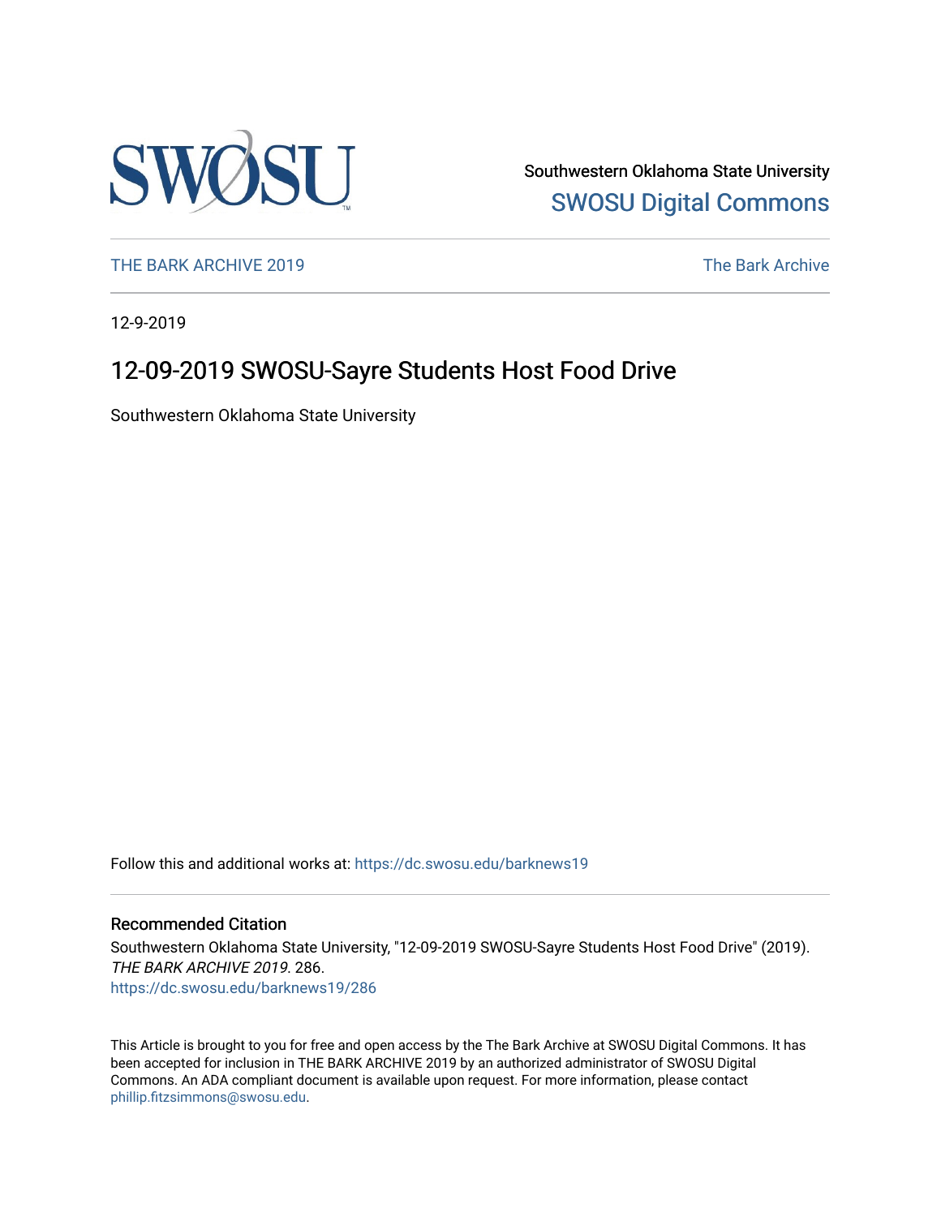Southwestern Oklahoma State University

SWOSU Digital Commons

THE BARK ARCHIVE 2019

The Bark Archive

12-9-2019

# 12-09-2019 SWOSU-Sayre Students Host Food Drive

Southwestern Oklahoma State University

Follow this and additional works at: https://dc.swosu.edu/barknews19

## Recommended Citation

Southwestern Oklahoma State University, "12-09-2019 SWOSU-Sayre Students Host Food Drive" (2019). *THE BARK ARCHIVE 2019*. 286.
https://dc.swosu.edu/barknews19/286

This Article is brought to you for free and open access by the The Bark Archive at SWOSU Digital Commons. It has been accepted for inclusion in THE BARK ARCHIVE 2019 by an authorized administrator of SWOSU Digital Commons. An ADA compliant document is available upon request. For more information, please contact phillip.fitzsimmons@swosu.edu.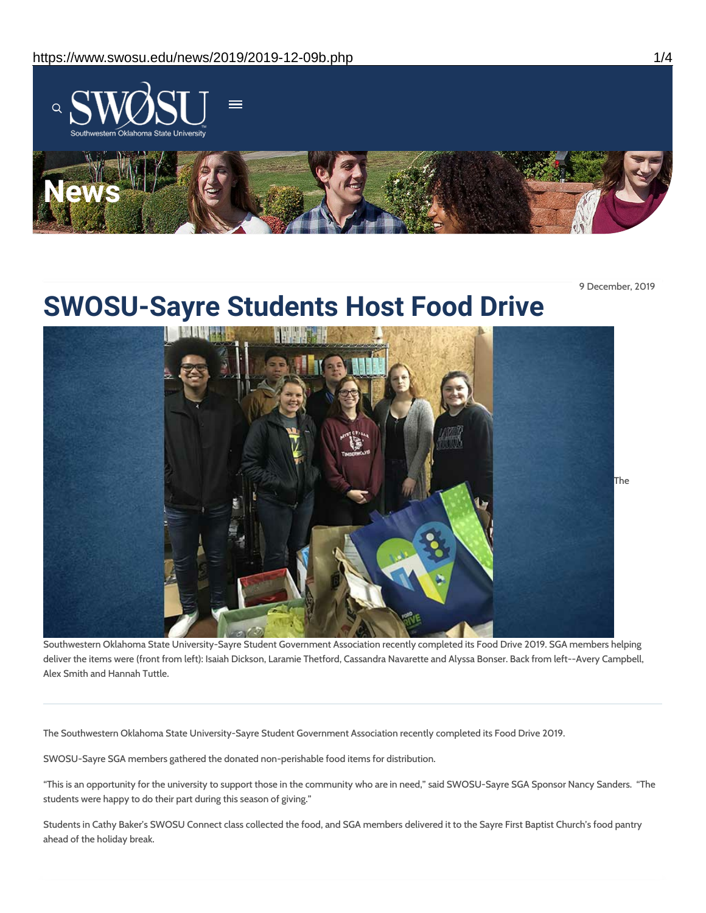9 December, 2019

# SWOSU-Sayre Students Host Food Drive

The Southwestern Oklahoma State University-Sayre Student Government Association recently completed its Food Drive 2019. SGA members helping deliver the items were (front from left): Isaiah Dickson, Laramie Thetford, Cassandra Navarette and Alyssa Bonser. Back from left--Avery Campbell, Alex Smith and Hannah Tuttle.

---

The Southwestern Oklahoma State University-Sayre Student Government Association recently completed its Food Drive 2019.

SWOSU-Sayre SGA members gathered the donated non-perishable food items for distribution.

"This is an opportunity for the university to support those in the community who are in need," said SWOSU-Sayre SGA Sponsor Nancy Sanders. "The students were happy to do their part during this season of giving."

Students in Cathy Baker's SWOSU Connect class collected the food, and SGA members delivered it to the Sayre First Baptist Church's food pantry ahead of the holiday break.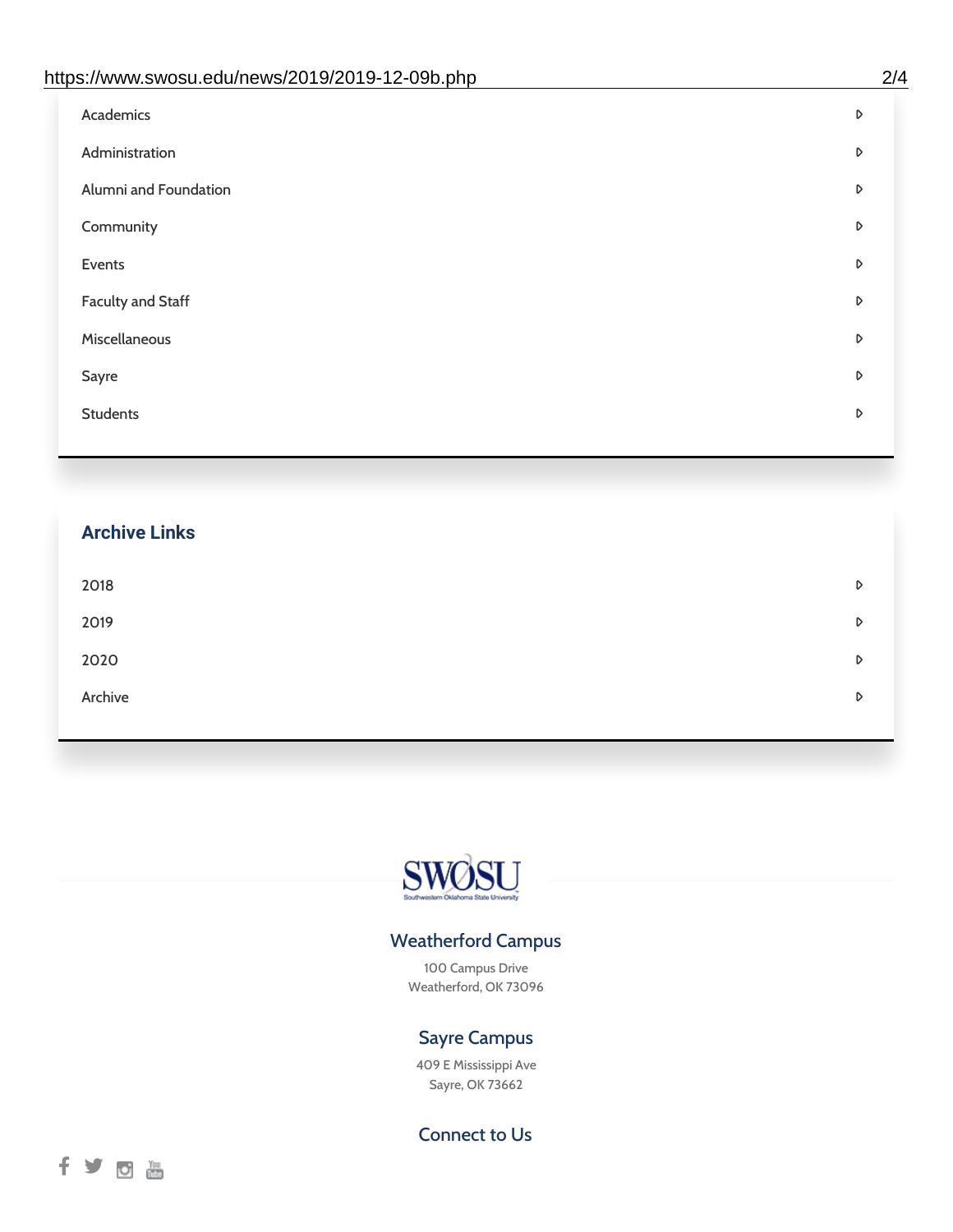- Academics
- Administration
- Alumni and Foundation
- Community
- Events
- Faculty and Staff
- Miscellaneous
- Sayre
- Students

## Archive Links

- 2018
- 2019
- 2020
- Archive

SWOSU
Southwestern Oklahoma State University

### Weatherford Campus

100 Campus Drive
Weatherford, OK 73096

### Sayre Campus

409 E Mississippi Ave
Sayre, OK 73662

### Connect to Us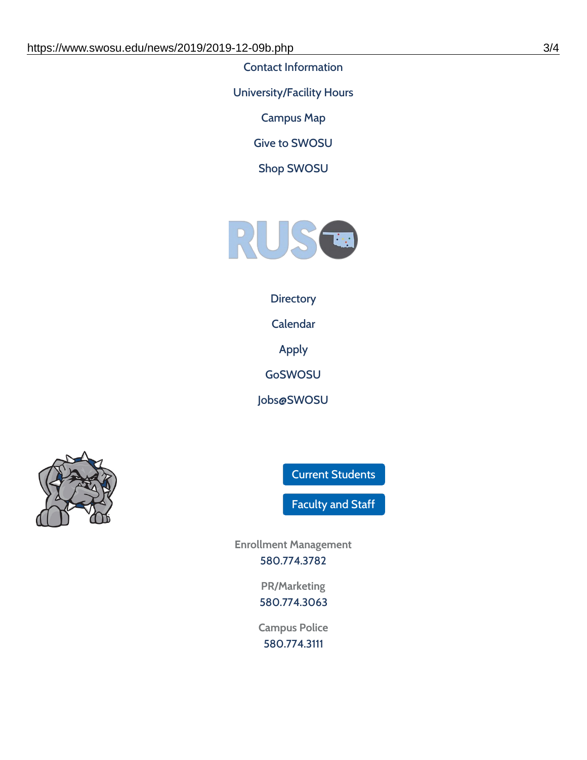Contact Information

University/Facility Hours

Campus Map

Give to SWOSU

Shop SWOSU

Directory

Calendar

Apply

GoSWOSU

Jobs@SWOSU

Current Students

Faculty and Staff

Enrollment Management
580.774.3782

PR/Marketing
580.774.3063

Campus Police
580.774.3111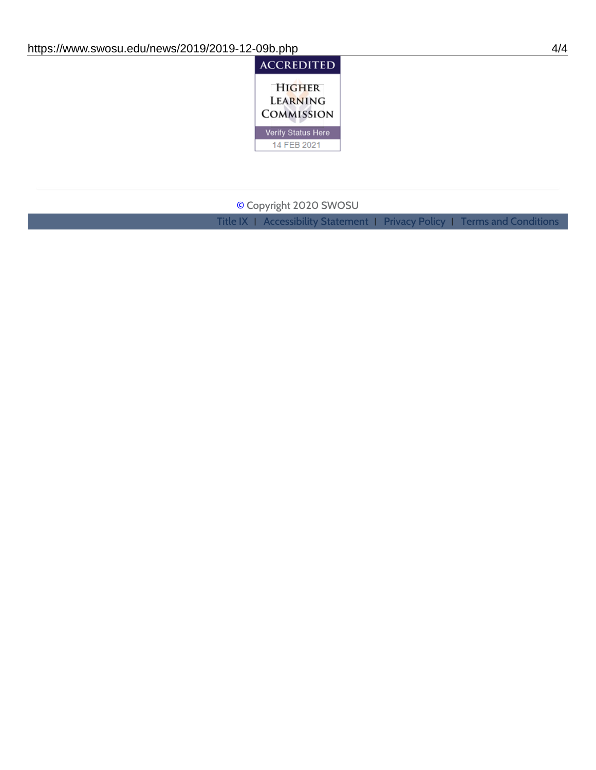ACCREDITED

HIGHER LEARNING COMMISSION

Verify Status Here

14 FEB 2021

© Copyright 2020 SWOSU

Title IX | Accessibility Statement | Privacy Policy | Terms and Conditions